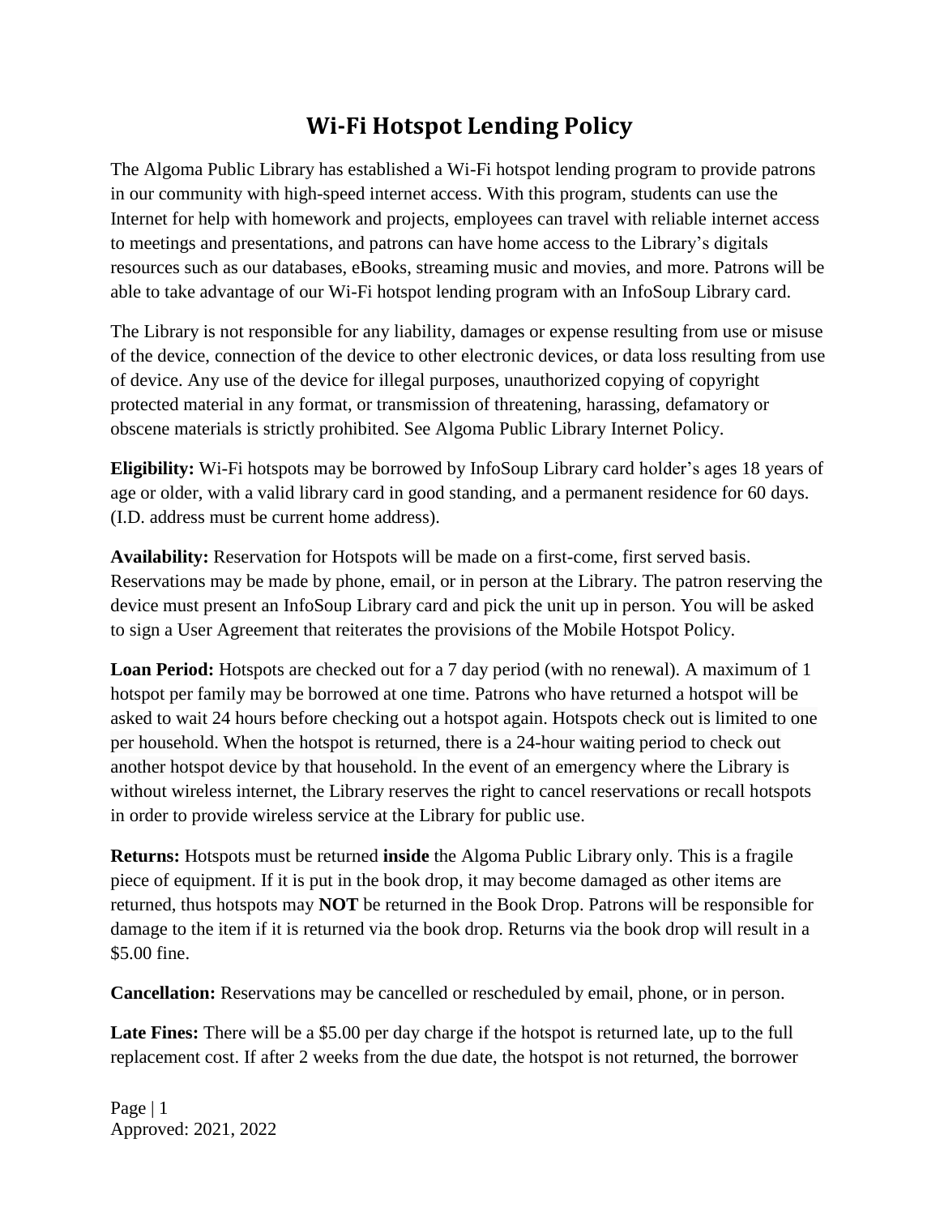# Wi-Fi Hotspot Lending Policy

The Algoma Public Library has established a Wi-Fi hotspot lending program to provide patrons in our community with high-speed internet access. With this program, students can use the Internet for help with homework and projects, employees can travel with reliable internet access to meetings and presentations, and patrons can have home access to the Library's digitals resources such as our databases, eBooks, streaming music and movies, and more. Patrons will be able to take advantage of our Wi-Fi hotspot lending program with an InfoSoup Library card.

The Library is not responsible for any liability, damages or expense resulting from use or misuse of the device, connection of the device to other electronic devices, or data loss resulting from use of device. Any use of the device for illegal purposes, unauthorized copying of copyright protected material in any format, or transmission of threatening, harassing, defamatory or obscene materials is strictly prohibited. See Algoma Public Library Internet Policy.

**Eligibility:** Wi-Fi hotspots may be borrowed by InfoSoup Library card holder's ages 18 years of age or older, with a valid library card in good standing, and a permanent residence for 60 days. (I.D. address must be current home address).

**Availability:** Reservation for Hotspots will be made on a first-come, first served basis. Reservations may be made by phone, email, or in person at the Library. The patron reserving the device must present an InfoSoup Library card and pick the unit up in person. You will be asked to sign a User Agreement that reiterates the provisions of the Mobile Hotspot Policy.

**Loan Period:** Hotspots are checked out for a 7 day period (with no renewal). A maximum of 1 hotspot per family may be borrowed at one time. Patrons who have returned a hotspot will be asked to wait 24 hours before checking out a hotspot again. Hotspots check out is limited to one per household. When the hotspot is returned, there is a 24-hour waiting period to check out another hotspot device by that household. In the event of an emergency where the Library is without wireless internet, the Library reserves the right to cancel reservations or recall hotspots in order to provide wireless service at the Library for public use.

**Returns:** Hotspots must be returned **inside** the Algoma Public Library only. This is a fragile piece of equipment. If it is put in the book drop, it may become damaged as other items are returned, thus hotspots may **NOT** be returned in the Book Drop. Patrons will be responsible for damage to the item if it is returned via the book drop. Returns via the book drop will result in a $5.00 fine.

**Cancellation:** Reservations may be cancelled or rescheduled by email, phone, or in person.

**Late Fines:** There will be a $5.00 per day charge if the hotspot is returned late, up to the full replacement cost. If after 2 weeks from the due date, the hotspot is not returned, the borrower

Approved: 2021, 2022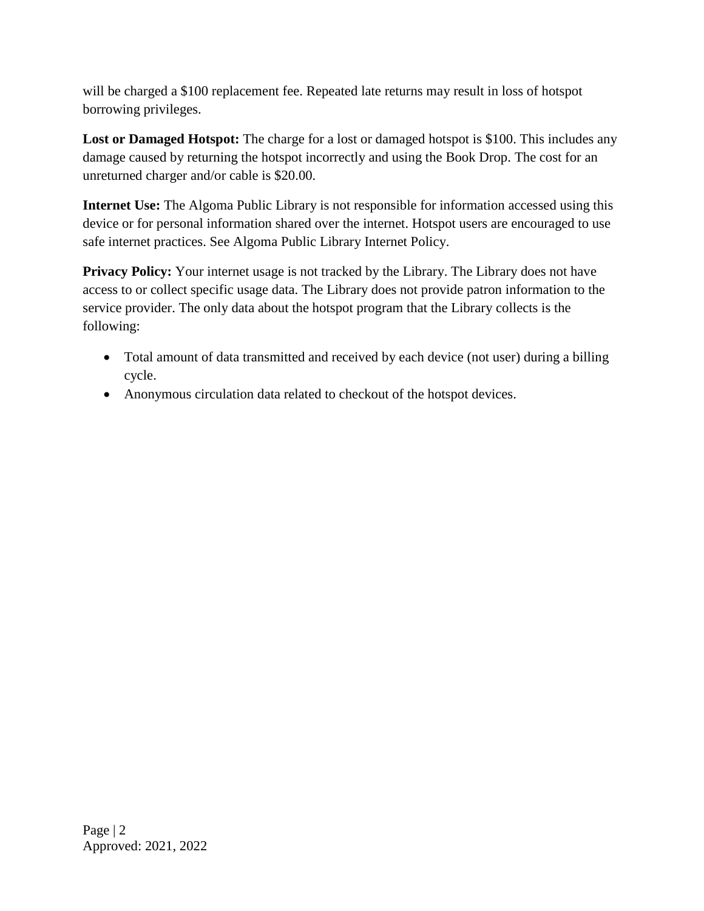will be charged a $100 replacement fee. Repeated late returns may result in loss of hotspot borrowing privileges.

**Lost or Damaged Hotspot:** The charge for a lost or damaged hotspot is $100. This includes any damage caused by returning the hotspot incorrectly and using the Book Drop. The cost for an unreturned charger and/or cable is $20.00.

**Internet Use:** The Algoma Public Library is not responsible for information accessed using this device or for personal information shared over the internet. Hotspot users are encouraged to use safe internet practices. See Algoma Public Library Internet Policy.

**Privacy Policy:** Your internet usage is not tracked by the Library. The Library does not have access to or collect specific usage data. The Library does not provide patron information to the service provider. The only data about the hotspot program that the Library collects is the following:

- Total amount of data transmitted and received by each device (not user) during a billing cycle.
- Anonymous circulation data related to checkout of the hotspot devices.

Approved: 2021, 2022